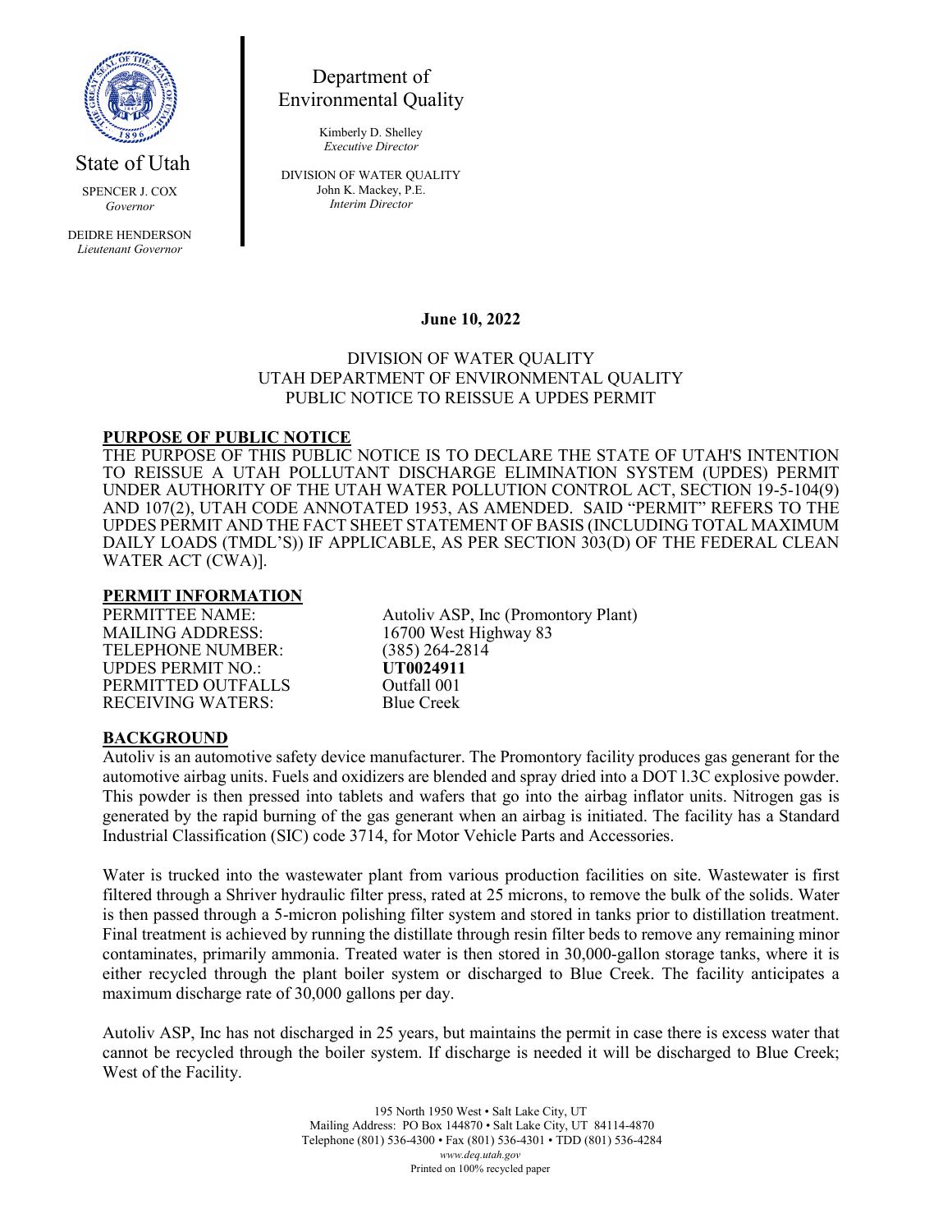State of Utah

SPENCER J. COX
*Governor*

DEIDRE HENDERSON
*Lieutenant Governor*

Department of
Environmental Quality

Kimberly D. Shelley
*Executive Director*

DIVISION OF WATER QUALITY
John K. Mackey, P.E.
*Interim Director*

**June 10, 2022**

DIVISION OF WATER QUALITY
UTAH DEPARTMENT OF ENVIRONMENTAL QUALITY
PUBLIC NOTICE TO REISSUE A UPDES PERMIT

## PURPOSE OF PUBLIC NOTICE

THE PURPOSE OF THIS PUBLIC NOTICE IS TO DECLARE THE STATE OF UTAH'S INTENTION TO REISSUE A UTAH POLLUTANT DISCHARGE ELIMINATION SYSTEM (UPDES) PERMIT UNDER AUTHORITY OF THE UTAH WATER POLLUTION CONTROL ACT, SECTION 19-5-104(9) AND 107(2), UTAH CODE ANNOTATED 1953, AS AMENDED. SAID "PERMIT" REFERS TO THE UPDES PERMIT AND THE FACT SHEET STATEMENT OF BASIS (INCLUDING TOTAL MAXIMUM DAILY LOADS (TMDL'S)) IF APPLICABLE, AS PER SECTION 303(D) OF THE FEDERAL CLEAN WATER ACT (CWA)].

## PERMIT INFORMATION

PERMITTEE NAME: Autoliv ASP, Inc (Promontory Plant)
MAILING ADDRESS: 16700 West Highway 83
TELEPHONE NUMBER: (385) 264-2814
UPDES PERMIT NO.: **UT0024911**
PERMITTED OUTFALLS Outfall 001
RECEIVING WATERS: Blue Creek

## BACKGROUND

Autoliv is an automotive safety device manufacturer. The Promontory facility produces gas generant for the automotive airbag units. Fuels and oxidizers are blended and spray dried into a DOT l.3C explosive powder. This powder is then pressed into tablets and wafers that go into the airbag inflator units. Nitrogen gas is generated by the rapid burning of the gas generant when an airbag is initiated. The facility has a Standard Industrial Classification (SIC) code 3714, for Motor Vehicle Parts and Accessories.

Water is trucked into the wastewater plant from various production facilities on site. Wastewater is first filtered through a Shriver hydraulic filter press, rated at 25 microns, to remove the bulk of the solids. Water is then passed through a 5-micron polishing filter system and stored in tanks prior to distillation treatment. Final treatment is achieved by running the distillate through resin filter beds to remove any remaining minor contaminates, primarily ammonia. Treated water is then stored in 30,000-gallon storage tanks, where it is either recycled through the plant boiler system or discharged to Blue Creek. The facility anticipates a maximum discharge rate of 30,000 gallons per day.

Autoliv ASP, Inc has not discharged in 25 years, but maintains the permit in case there is excess water that cannot be recycled through the boiler system. If discharge is needed it will be discharged to Blue Creek; West of the Facility.

195 North 1950 West • Salt Lake City, UT
Mailing Address: PO Box 144870 • Salt Lake City, UT 84114-4870
Telephone (801) 536-4300 • Fax (801) 536-4301 • TDD (801) 536-4284
*www.deq.utah.gov*
Printed on 100% recycled paper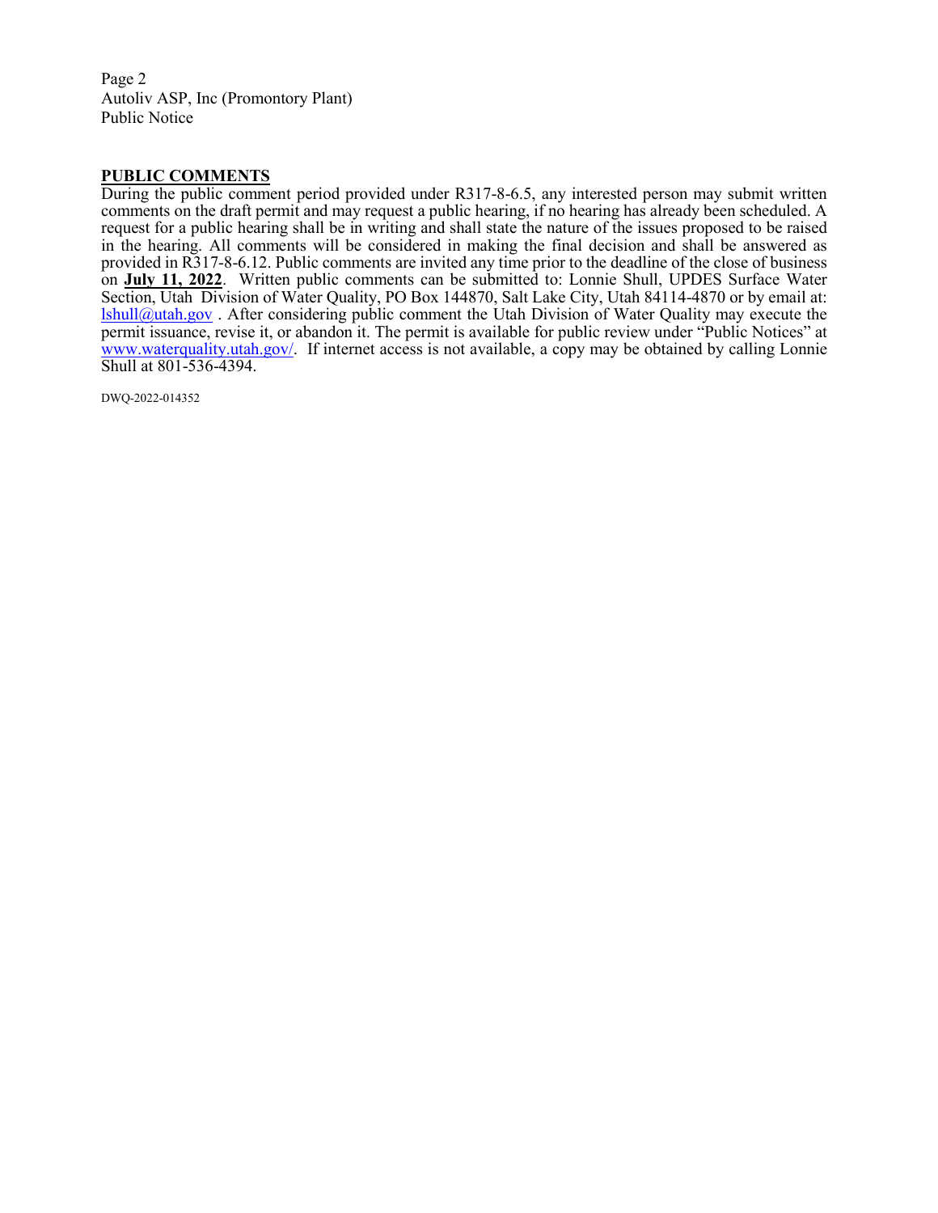## PUBLIC COMMENTS

During the public comment period provided under R317-8-6.5, any interested person may submit written comments on the draft permit and may request a public hearing, if no hearing has already been scheduled. A request for a public hearing shall be in writing and shall state the nature of the issues proposed to be raised in the hearing. All comments will be considered in making the final decision and shall be answered as provided in R317-8-6.12. Public comments are invited any time prior to the deadline of the close of business on **July 11, 2022**. Written public comments can be submitted to: Lonnie Shull, UPDES Surface Water Section, Utah Division of Water Quality, PO Box 144870, Salt Lake City, Utah 84114-4870 or by email at: lshull@utah.gov . After considering public comment the Utah Division of Water Quality may execute the permit issuance, revise it, or abandon it. The permit is available for public review under "Public Notices" at www.waterquality.utah.gov/. If internet access is not available, a copy may be obtained by calling Lonnie Shull at 801-536-4394.

DWQ-2022-014352